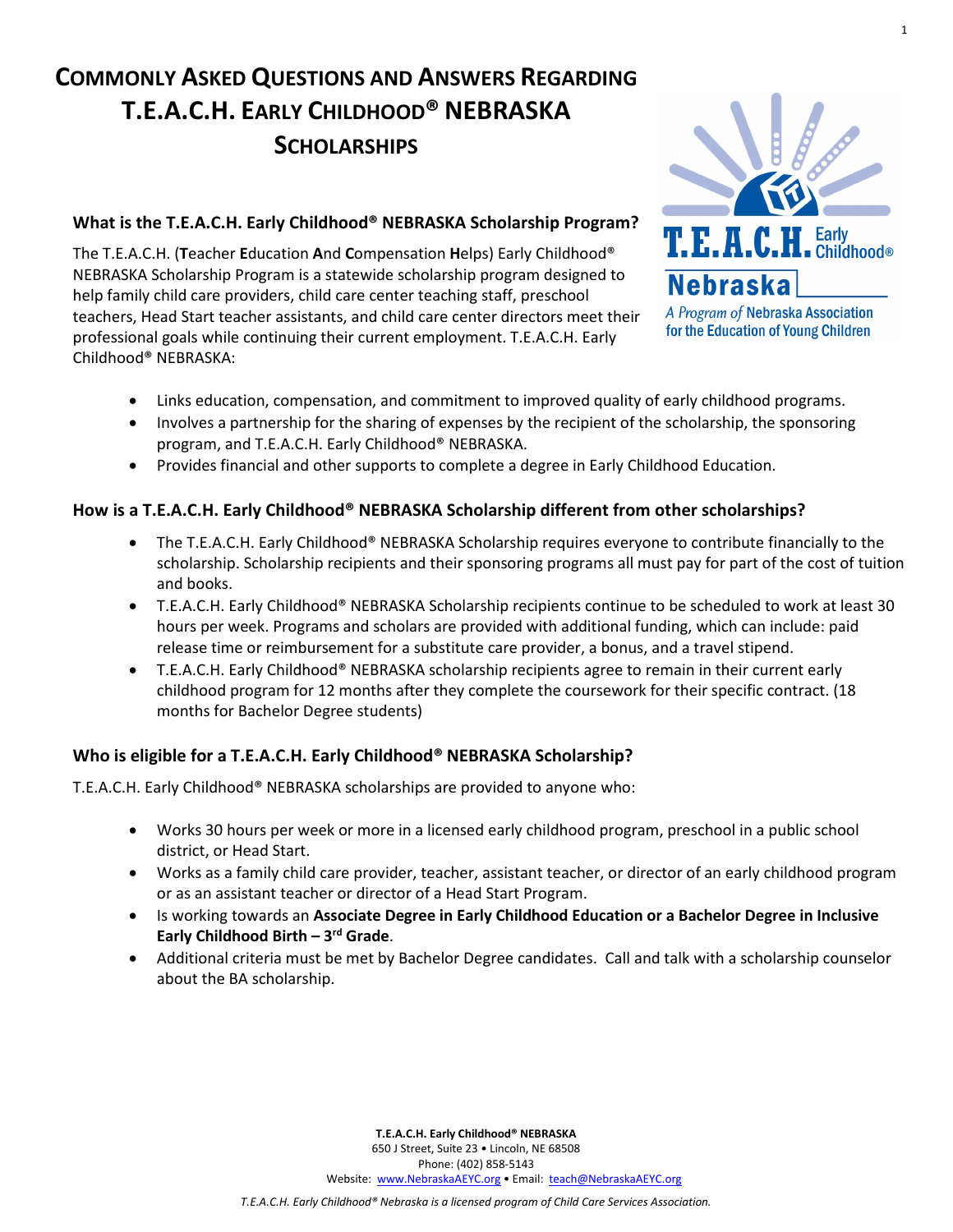# Commonly Asked Questions and Answers Regarding T.E.A.C.H. Early Childhood® NEBRASKA Scholarships

T.E.A.C.H. Early Childhood® Nebraska

A Program of Nebraska Association for the Education of Young Children

### What is the T.E.A.C.H. Early Childhood® NEBRASKA Scholarship Program?

The T.E.A.C.H. (**T**eacher **E**ducation **A**nd **C**ompensation **H**elps) Early Childhood® NEBRASKA Scholarship Program is a statewide scholarship program designed to help family child care providers, child care center teaching staff, preschool teachers, Head Start teacher assistants, and child care center directors meet their professional goals while continuing their current employment. T.E.A.C.H. Early Childhood® NEBRASKA:

- Links education, compensation, and commitment to improved quality of early childhood programs.
- Involves a partnership for the sharing of expenses by the recipient of the scholarship, the sponsoring program, and T.E.A.C.H. Early Childhood® NEBRASKA.
- Provides financial and other supports to complete a degree in Early Childhood Education.

### How is a T.E.A.C.H. Early Childhood® NEBRASKA Scholarship different from other scholarships?

- The T.E.A.C.H. Early Childhood® NEBRASKA Scholarship requires everyone to contribute financially to the scholarship. Scholarship recipients and their sponsoring programs all must pay for part of the cost of tuition and books.
- T.E.A.C.H. Early Childhood® NEBRASKA Scholarship recipients continue to be scheduled to work at least 30 hours per week. Programs and scholars are provided with additional funding, which can include: paid release time or reimbursement for a substitute care provider, a bonus, and a travel stipend.
- T.E.A.C.H. Early Childhood® NEBRASKA scholarship recipients agree to remain in their current early childhood program for 12 months after they complete the coursework for their specific contract. (18 months for Bachelor Degree students)

### Who is eligible for a T.E.A.C.H. Early Childhood® NEBRASKA Scholarship?

T.E.A.C.H. Early Childhood® NEBRASKA scholarships are provided to anyone who:

- Works 30 hours per week or more in a licensed early childhood program, preschool in a public school district, or Head Start.
- Works as a family child care provider, teacher, assistant teacher, or director of an early childhood program or as an assistant teacher or director of a Head Start Program.
- Is working towards an **Associate Degree in Early Childhood Education or a Bachelor Degree in Inclusive Early Childhood Birth – 3rd Grade**.
- Additional criteria must be met by Bachelor Degree candidates. Call and talk with a scholarship counselor about the BA scholarship.

**T.E.A.C.H. Early Childhood® NEBRASKA**
650 J Street, Suite 23 • Lincoln, NE 68508
Phone: (402) 858-5143
Website: www.NebraskaAEYC.org • Email: teach@NebraskaAEYC.org

*T.E.A.C.H. Early Childhood® Nebraska is a licensed program of Child Care Services Association.*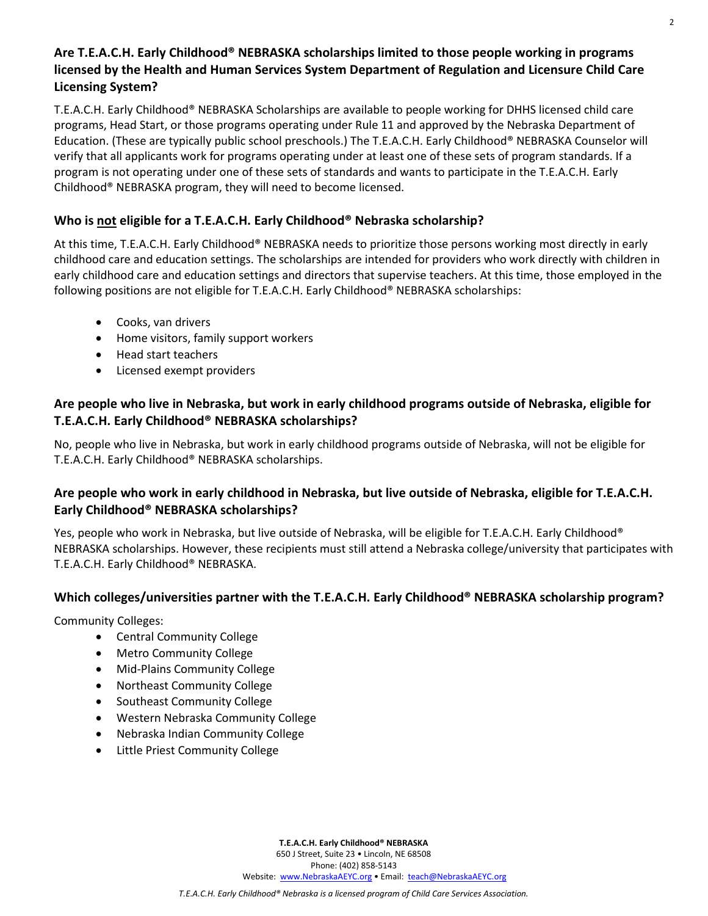### Are T.E.A.C.H. Early Childhood® NEBRASKA scholarships limited to those people working in programs licensed by the Health and Human Services System Department of Regulation and Licensure Child Care Licensing System?

T.E.A.C.H. Early Childhood® NEBRASKA Scholarships are available to people working for DHHS licensed child care programs, Head Start, or those programs operating under Rule 11 and approved by the Nebraska Department of Education. (These are typically public school preschools.) The T.E.A.C.H. Early Childhood® NEBRASKA Counselor will verify that all applicants work for programs operating under at least one of these sets of program standards. If a program is not operating under one of these sets of standards and wants to participate in the T.E.A.C.H. Early Childhood® NEBRASKA program, they will need to become licensed.

### Who is <u>not</u> eligible for a T.E.A.C.H. Early Childhood® Nebraska scholarship?

At this time, T.E.A.C.H. Early Childhood® NEBRASKA needs to prioritize those persons working most directly in early childhood care and education settings. The scholarships are intended for providers who work directly with children in early childhood care and education settings and directors that supervise teachers. At this time, those employed in the following positions are not eligible for T.E.A.C.H. Early Childhood® NEBRASKA scholarships:

- Cooks, van drivers
- Home visitors, family support workers
- Head start teachers
- Licensed exempt providers

### Are people who live in Nebraska, but work in early childhood programs outside of Nebraska, eligible for T.E.A.C.H. Early Childhood® NEBRASKA scholarships?

No, people who live in Nebraska, but work in early childhood programs outside of Nebraska, will not be eligible for T.E.A.C.H. Early Childhood® NEBRASKA scholarships.

### Are people who work in early childhood in Nebraska, but live outside of Nebraska, eligible for T.E.A.C.H. Early Childhood® NEBRASKA scholarships?

Yes, people who work in Nebraska, but live outside of Nebraska, will be eligible for T.E.A.C.H. Early Childhood® NEBRASKA scholarships. However, these recipients must still attend a Nebraska college/university that participates with T.E.A.C.H. Early Childhood® NEBRASKA.

### Which colleges/universities partner with the T.E.A.C.H. Early Childhood® NEBRASKA scholarship program?

Community Colleges:

- Central Community College
- Metro Community College
- Mid-Plains Community College
- Northeast Community College
- Southeast Community College
- Western Nebraska Community College
- Nebraska Indian Community College
- Little Priest Community College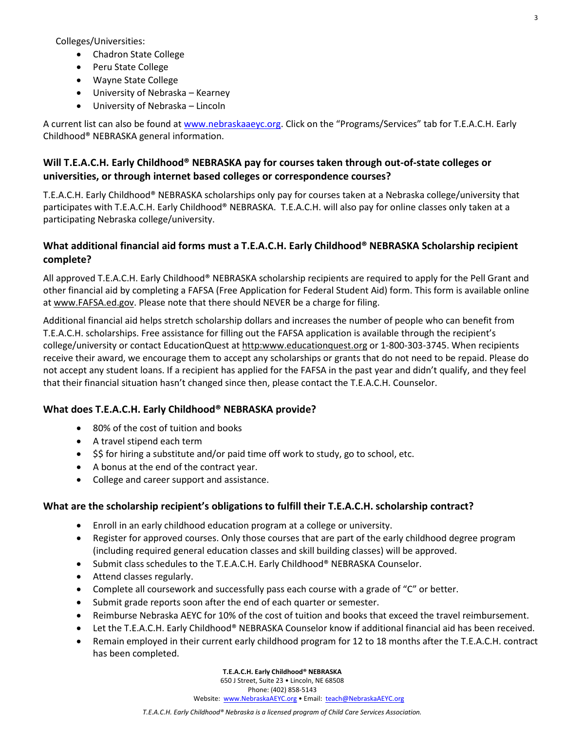Colleges/Universities:

- Chadron State College
- Peru State College
- Wayne State College
- University of Nebraska – Kearney
- University of Nebraska – Lincoln

A current list can also be found at www.nebraskaaeyc.org. Click on the "Programs/Services" tab for T.E.A.C.H. Early Childhood® NEBRASKA general information.

## Will T.E.A.C.H. Early Childhood® NEBRASKA pay for courses taken through out-of-state colleges or universities, or through internet based colleges or correspondence courses?

T.E.A.C.H. Early Childhood® NEBRASKA scholarships only pay for courses taken at a Nebraska college/university that participates with T.E.A.C.H. Early Childhood® NEBRASKA. T.E.A.C.H. will also pay for online classes only taken at a participating Nebraska college/university.

## What additional financial aid forms must a T.E.A.C.H. Early Childhood® NEBRASKA Scholarship recipient complete?

All approved T.E.A.C.H. Early Childhood® NEBRASKA scholarship recipients are required to apply for the Pell Grant and other financial aid by completing a FAFSA (Free Application for Federal Student Aid) form. This form is available online at www.FAFSA.ed.gov. Please note that there should NEVER be a charge for filing.

Additional financial aid helps stretch scholarship dollars and increases the number of people who can benefit from T.E.A.C.H. scholarships. Free assistance for filling out the FAFSA application is available through the recipient's college/university or contact EducationQuest at http:www.educationquest.org or 1-800-303-3745. When recipients receive their award, we encourage them to accept any scholarships or grants that do not need to be repaid. Please do not accept any student loans. If a recipient has applied for the FAFSA in the past year and didn't qualify, and they feel that their financial situation hasn't changed since then, please contact the T.E.A.C.H. Counselor.

## What does T.E.A.C.H. Early Childhood® NEBRASKA provide?

- 80% of the cost of tuition and books
- A travel stipend each term
- $$ for hiring a substitute and/or paid time off work to study, go to school, etc.
- A bonus at the end of the contract year.
- College and career support and assistance.

## What are the scholarship recipient's obligations to fulfill their T.E.A.C.H. scholarship contract?

- Enroll in an early childhood education program at a college or university.
- Register for approved courses. Only those courses that are part of the early childhood degree program (including required general education classes and skill building classes) will be approved.
- Submit class schedules to the T.E.A.C.H. Early Childhood® NEBRASKA Counselor.
- Attend classes regularly.
- Complete all coursework and successfully pass each course with a grade of "C" or better.
- Submit grade reports soon after the end of each quarter or semester.
- Reimburse Nebraska AEYC for 10% of the cost of tuition and books that exceed the travel reimbursement.
- Let the T.E.A.C.H. Early Childhood® NEBRASKA Counselor know if additional financial aid has been received.
- Remain employed in their current early childhood program for 12 to 18 months after the T.E.A.C.H. contract has been completed.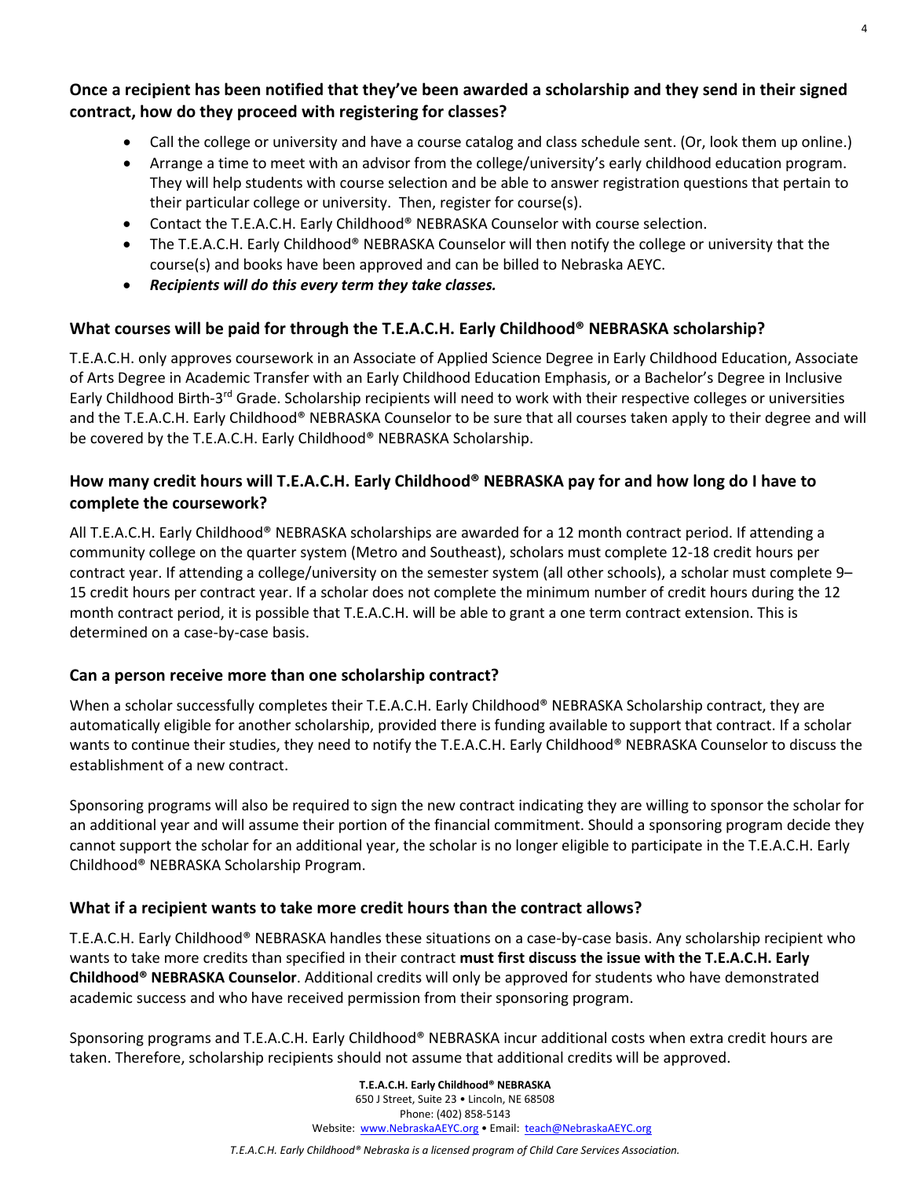### Once a recipient has been notified that they've been awarded a scholarship and they send in their signed contract, how do they proceed with registering for classes?

- Call the college or university and have a course catalog and class schedule sent. (Or, look them up online.)
- Arrange a time to meet with an advisor from the college/university's early childhood education program. They will help students with course selection and be able to answer registration questions that pertain to their particular college or university. Then, register for course(s).
- Contact the T.E.A.C.H. Early Childhood® NEBRASKA Counselor with course selection.
- The T.E.A.C.H. Early Childhood® NEBRASKA Counselor will then notify the college or university that the course(s) and books have been approved and can be billed to Nebraska AEYC.
- ***Recipients will do this every term they take classes.***

### What courses will be paid for through the T.E.A.C.H. Early Childhood® NEBRASKA scholarship?

T.E.A.C.H. only approves coursework in an Associate of Applied Science Degree in Early Childhood Education, Associate of Arts Degree in Academic Transfer with an Early Childhood Education Emphasis, or a Bachelor's Degree in Inclusive Early Childhood Birth-3rd Grade. Scholarship recipients will need to work with their respective colleges or universities and the T.E.A.C.H. Early Childhood® NEBRASKA Counselor to be sure that all courses taken apply to their degree and will be covered by the T.E.A.C.H. Early Childhood® NEBRASKA Scholarship.

### How many credit hours will T.E.A.C.H. Early Childhood® NEBRASKA pay for and how long do I have to complete the coursework?

All T.E.A.C.H. Early Childhood® NEBRASKA scholarships are awarded for a 12 month contract period. If attending a community college on the quarter system (Metro and Southeast), scholars must complete 12-18 credit hours per contract year. If attending a college/university on the semester system (all other schools), a scholar must complete 9–15 credit hours per contract year. If a scholar does not complete the minimum number of credit hours during the 12 month contract period, it is possible that T.E.A.C.H. will be able to grant a one term contract extension. This is determined on a case-by-case basis.

### Can a person receive more than one scholarship contract?

When a scholar successfully completes their T.E.A.C.H. Early Childhood® NEBRASKA Scholarship contract, they are automatically eligible for another scholarship, provided there is funding available to support that contract. If a scholar wants to continue their studies, they need to notify the T.E.A.C.H. Early Childhood® NEBRASKA Counselor to discuss the establishment of a new contract.

Sponsoring programs will also be required to sign the new contract indicating they are willing to sponsor the scholar for an additional year and will assume their portion of the financial commitment. Should a sponsoring program decide they cannot support the scholar for an additional year, the scholar is no longer eligible to participate in the T.E.A.C.H. Early Childhood® NEBRASKA Scholarship Program.

### What if a recipient wants to take more credit hours than the contract allows?

T.E.A.C.H. Early Childhood® NEBRASKA handles these situations on a case-by-case basis. Any scholarship recipient who wants to take more credits than specified in their contract **must first discuss the issue with the T.E.A.C.H. Early Childhood® NEBRASKA Counselor**. Additional credits will only be approved for students who have demonstrated academic success and who have received permission from their sponsoring program.

Sponsoring programs and T.E.A.C.H. Early Childhood® NEBRASKA incur additional costs when extra credit hours are taken. Therefore, scholarship recipients should not assume that additional credits will be approved.

**T.E.A.C.H. Early Childhood® NEBRASKA**
650 J Street, Suite 23 • Lincoln, NE 68508
Phone: (402) 858-5143
Website: www.NebraskaAEYC.org • Email: teach@NebraskaAEYC.org

*T.E.A.C.H. Early Childhood® Nebraska is a licensed program of Child Care Services Association.*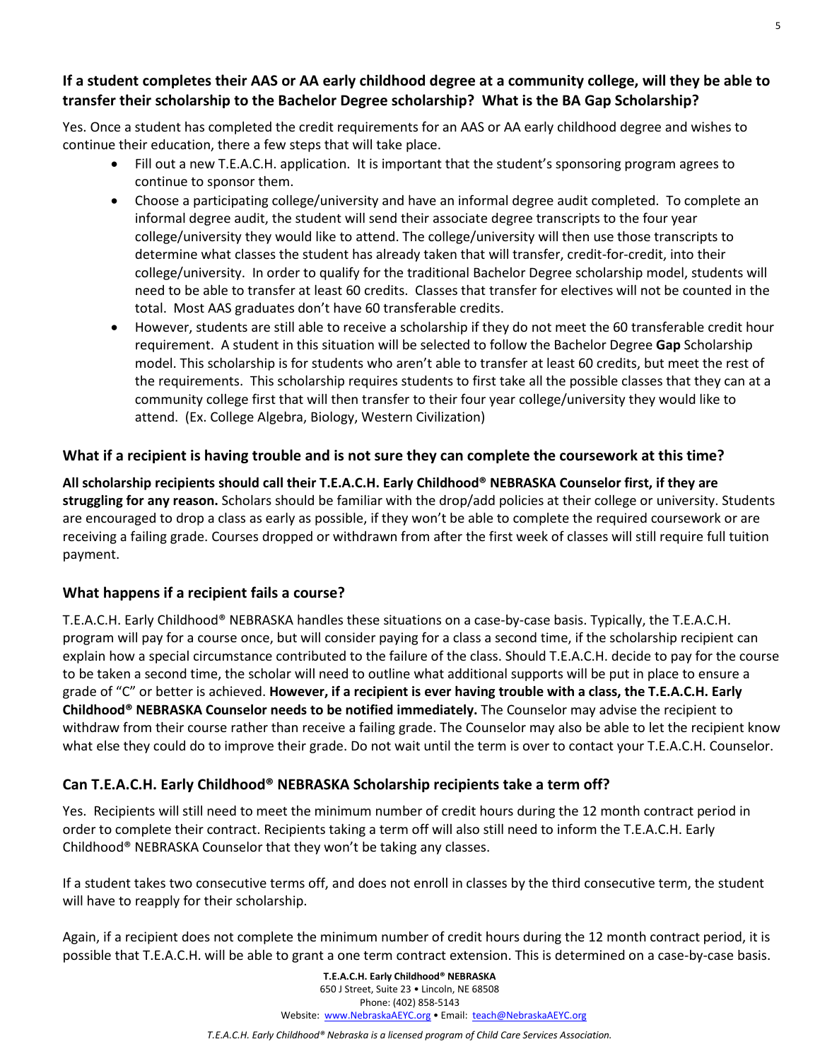### If a student completes their AAS or AA early childhood degree at a community college, will they be able to transfer their scholarship to the Bachelor Degree scholarship? What is the BA Gap Scholarship?

Yes. Once a student has completed the credit requirements for an AAS or AA early childhood degree and wishes to continue their education, there a few steps that will take place.

- Fill out a new T.E.A.C.H. application. It is important that the student's sponsoring program agrees to continue to sponsor them.
- Choose a participating college/university and have an informal degree audit completed. To complete an informal degree audit, the student will send their associate degree transcripts to the four year college/university they would like to attend. The college/university will then use those transcripts to determine what classes the student has already taken that will transfer, credit-for-credit, into their college/university. In order to qualify for the traditional Bachelor Degree scholarship model, students will need to be able to transfer at least 60 credits. Classes that transfer for electives will not be counted in the total. Most AAS graduates don't have 60 transferable credits.
- However, students are still able to receive a scholarship if they do not meet the 60 transferable credit hour requirement. A student in this situation will be selected to follow the Bachelor Degree **Gap** Scholarship model. This scholarship is for students who aren't able to transfer at least 60 credits, but meet the rest of the requirements. This scholarship requires students to first take all the possible classes that they can at a community college first that will then transfer to their four year college/university they would like to attend. (Ex. College Algebra, Biology, Western Civilization)

### What if a recipient is having trouble and is not sure they can complete the coursework at this time?

**All scholarship recipients should call their T.E.A.C.H. Early Childhood® NEBRASKA Counselor first, if they are struggling for any reason.** Scholars should be familiar with the drop/add policies at their college or university. Students are encouraged to drop a class as early as possible, if they won't be able to complete the required coursework or are receiving a failing grade. Courses dropped or withdrawn from after the first week of classes will still require full tuition payment.

### What happens if a recipient fails a course?

T.E.A.C.H. Early Childhood® NEBRASKA handles these situations on a case-by-case basis. Typically, the T.E.A.C.H. program will pay for a course once, but will consider paying for a class a second time, if the scholarship recipient can explain how a special circumstance contributed to the failure of the class. Should T.E.A.C.H. decide to pay for the course to be taken a second time, the scholar will need to outline what additional supports will be put in place to ensure a grade of "C" or better is achieved. **However, if a recipient is ever having trouble with a class, the T.E.A.C.H. Early Childhood® NEBRASKA Counselor needs to be notified immediately.** The Counselor may advise the recipient to withdraw from their course rather than receive a failing grade. The Counselor may also be able to let the recipient know what else they could do to improve their grade. Do not wait until the term is over to contact your T.E.A.C.H. Counselor.

### Can T.E.A.C.H. Early Childhood® NEBRASKA Scholarship recipients take a term off?

Yes. Recipients will still need to meet the minimum number of credit hours during the 12 month contract period in order to complete their contract. Recipients taking a term off will also still need to inform the T.E.A.C.H. Early Childhood® NEBRASKA Counselor that they won't be taking any classes.

If a student takes two consecutive terms off, and does not enroll in classes by the third consecutive term, the student will have to reapply for their scholarship.

Again, if a recipient does not complete the minimum number of credit hours during the 12 month contract period, it is possible that T.E.A.C.H. will be able to grant a one term contract extension. This is determined on a case-by-case basis.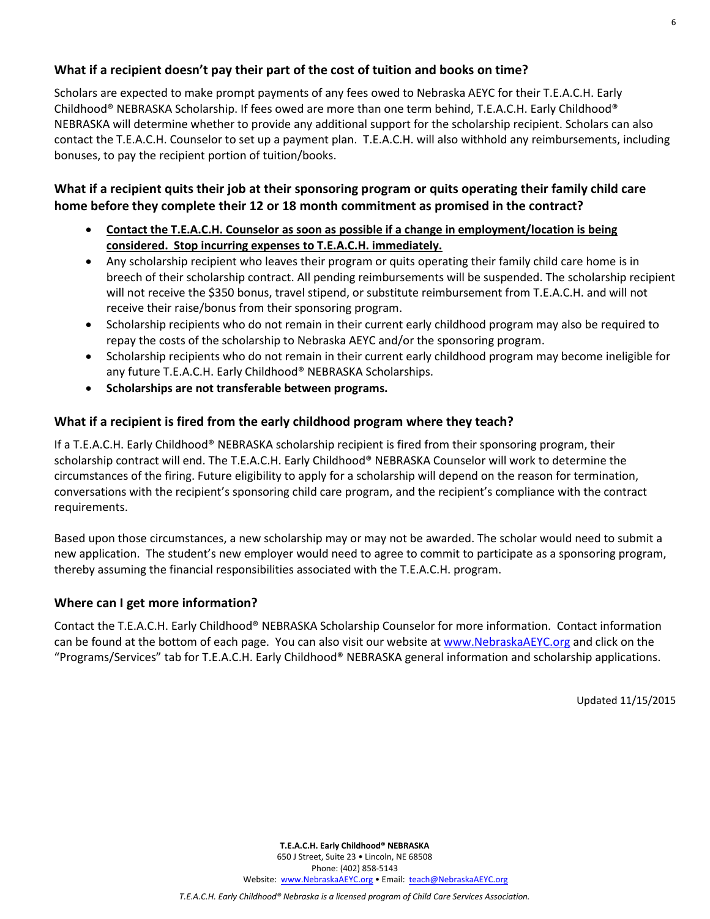### What if a recipient doesn't pay their part of the cost of tuition and books on time?

Scholars are expected to make prompt payments of any fees owed to Nebraska AEYC for their T.E.A.C.H. Early Childhood® NEBRASKA Scholarship. If fees owed are more than one term behind, T.E.A.C.H. Early Childhood® NEBRASKA will determine whether to provide any additional support for the scholarship recipient. Scholars can also contact the T.E.A.C.H. Counselor to set up a payment plan. T.E.A.C.H. will also withhold any reimbursements, including bonuses, to pay the recipient portion of tuition/books.

### What if a recipient quits their job at their sponsoring program or quits operating their family child care home before they complete their 12 or 18 month commitment as promised in the contract?

- **Contact the T.E.A.C.H. Counselor as soon as possible if a change in employment/location is being considered. Stop incurring expenses to T.E.A.C.H. immediately.**
- Any scholarship recipient who leaves their program or quits operating their family child care home is in breech of their scholarship contract. All pending reimbursements will be suspended. The scholarship recipient will not receive the $350 bonus, travel stipend, or substitute reimbursement from T.E.A.C.H. and will not receive their raise/bonus from their sponsoring program.
- Scholarship recipients who do not remain in their current early childhood program may also be required to repay the costs of the scholarship to Nebraska AEYC and/or the sponsoring program.
- Scholarship recipients who do not remain in their current early childhood program may become ineligible for any future T.E.A.C.H. Early Childhood® NEBRASKA Scholarships.
- **Scholarships are not transferable between programs.**

### What if a recipient is fired from the early childhood program where they teach?

If a T.E.A.C.H. Early Childhood® NEBRASKA scholarship recipient is fired from their sponsoring program, their scholarship contract will end. The T.E.A.C.H. Early Childhood® NEBRASKA Counselor will work to determine the circumstances of the firing. Future eligibility to apply for a scholarship will depend on the reason for termination, conversations with the recipient's sponsoring child care program, and the recipient's compliance with the contract requirements.

Based upon those circumstances, a new scholarship may or may not be awarded. The scholar would need to submit a new application. The student's new employer would need to agree to commit to participate as a sponsoring program, thereby assuming the financial responsibilities associated with the T.E.A.C.H. program.

### Where can I get more information?

Contact the T.E.A.C.H. Early Childhood® NEBRASKA Scholarship Counselor for more information. Contact information can be found at the bottom of each page. You can also visit our website at www.NebraskaAEYC.org and click on the "Programs/Services" tab for T.E.A.C.H. Early Childhood® NEBRASKA general information and scholarship applications.

Updated 11/15/2015